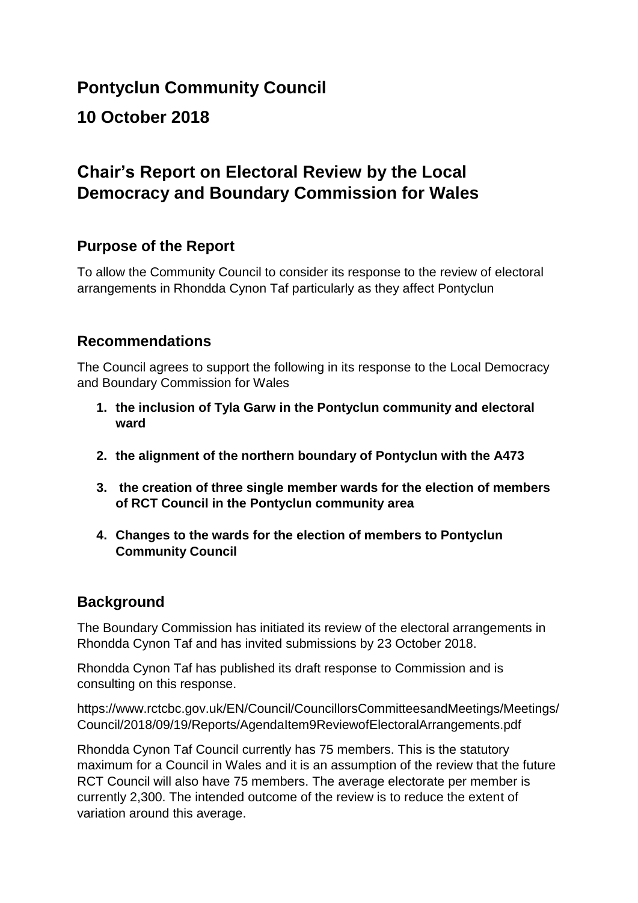# Pontyclun Community Council

## 10 October 2018

# Chair's Report on Electoral Review by the Local Democracy and Boundary Commission for Wales

### Purpose of the Report

To allow the Community Council to consider its response to the review of electoral arrangements in Rhondda Cynon Taf particularly as they affect Pontyclun

### Recommendations

The Council agrees to support the following in its response to the Local Democracy and Boundary Commission for Wales

1. **the inclusion of Tyla Garw in the Pontyclun community and electoral ward**
2. **the alignment of the northern boundary of Pontyclun with the A473**
3. **the creation of three single member wards for the election of members of RCT Council in the Pontyclun community area**
4. **Changes to the wards for the election of members to Pontyclun Community Council**

### Background

The Boundary Commission has initiated its review of the electoral arrangements in Rhondda Cynon Taf and has invited submissions by 23 October 2018.

Rhondda Cynon Taf has published its draft response to Commission and is consulting on this response.

https://www.rctcbc.gov.uk/EN/Council/CouncillorsCommitteesandMeetings/Meetings/Council/2018/09/19/Reports/AgendaItem9ReviewofElectoralArrangements.pdf

Rhondda Cynon Taf Council currently has 75 members. This is the statutory maximum for a Council in Wales and it is an assumption of the review that the future RCT Council will also have 75 members. The average electorate per member is currently 2,300. The intended outcome of the review is to reduce the extent of variation around this average.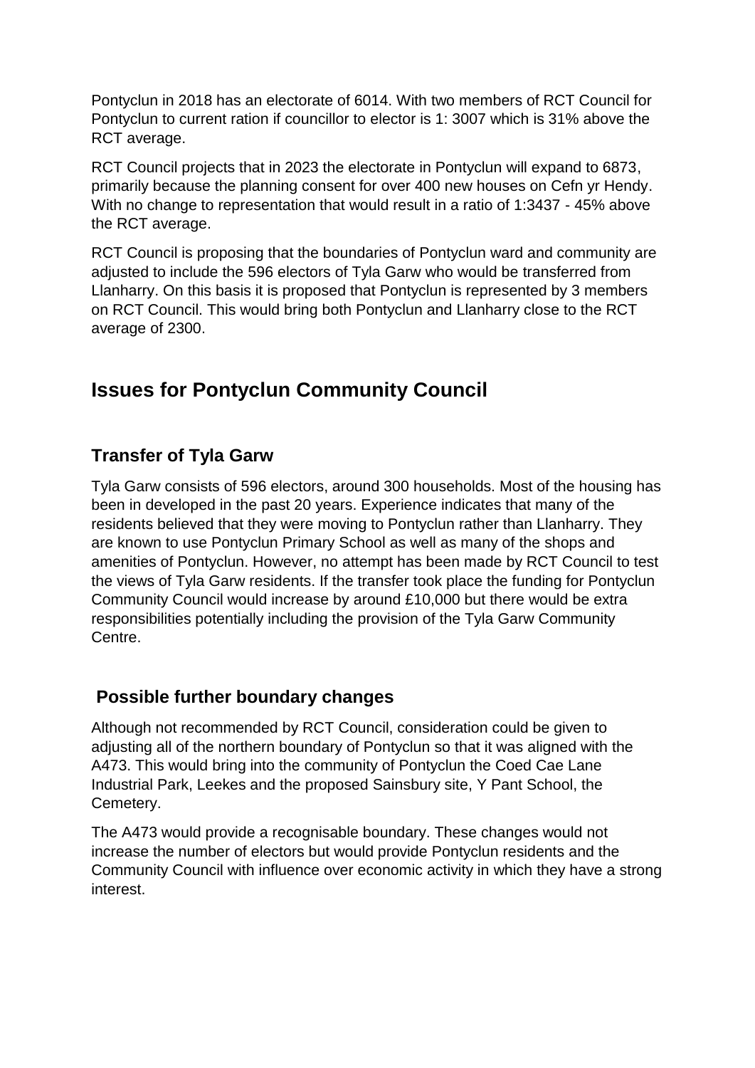Pontyclun in 2018 has an electorate of 6014. With two members of RCT Council for Pontyclun to current ration if councillor to elector is 1: 3007 which is 31% above the RCT average.

RCT Council projects that in 2023 the electorate in Pontyclun will expand to 6873, primarily because the planning consent for over 400 new houses on Cefn yr Hendy. With no change to representation that would result in a ratio of 1:3437 - 45% above the RCT average.

RCT Council is proposing that the boundaries of Pontyclun ward and community are adjusted to include the 596 electors of Tyla Garw who would be transferred from Llanharry. On this basis it is proposed that Pontyclun is represented by 3 members on RCT Council. This would bring both Pontyclun and Llanharry close to the RCT average of 2300.

## Issues for Pontyclun Community Council

### Transfer of Tyla Garw

Tyla Garw consists of 596 electors, around 300 households. Most of the housing has been in developed in the past 20 years. Experience indicates that many of the residents believed that they were moving to Pontyclun rather than Llanharry. They are known to use Pontyclun Primary School as well as many of the shops and amenities of Pontyclun. However, no attempt has been made by RCT Council to test the views of Tyla Garw residents. If the transfer took place the funding for Pontyclun Community Council would increase by around £10,000 but there would be extra responsibilities potentially including the provision of the Tyla Garw Community Centre.

### Possible further boundary changes

Although not recommended by RCT Council, consideration could be given to adjusting all of the northern boundary of Pontyclun so that it was aligned with the A473. This would bring into the community of Pontyclun the Coed Cae Lane Industrial Park, Leekes and the proposed Sainsbury site, Y Pant School, the Cemetery.

The A473 would provide a recognisable boundary. These changes would not increase the number of electors but would provide Pontyclun residents and the Community Council with influence over economic activity in which they have a strong interest.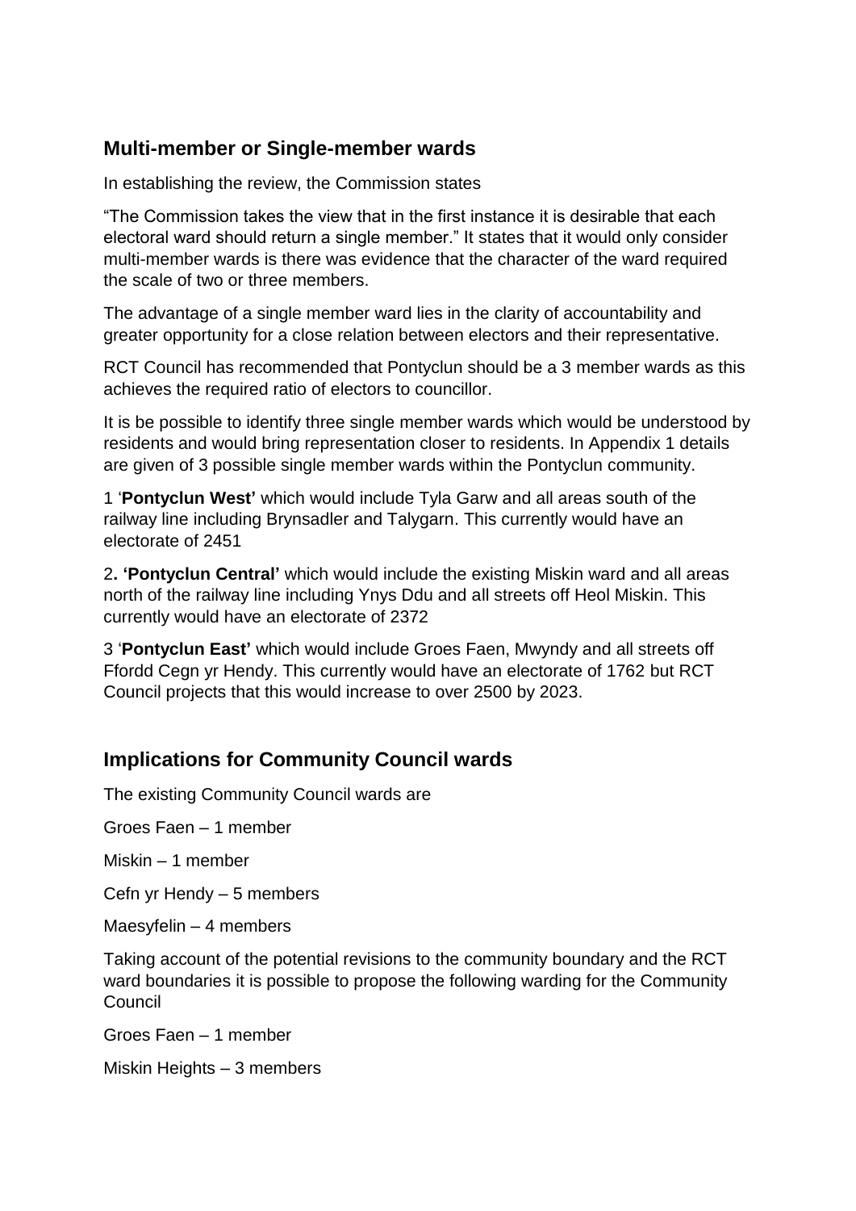## Multi-member or Single-member wards

In establishing the review, the Commission states

"The Commission takes the view that in the first instance it is desirable that each electoral ward should return a single member." It states that it would only consider multi-member wards is there was evidence that the character of the ward required the scale of two or three members.

The advantage of a single member ward lies in the clarity of accountability and greater opportunity for a close relation between electors and their representative.

RCT Council has recommended that Pontyclun should be a 3 member wards as this achieves the required ratio of electors to councillor.

It is be possible to identify three single member wards which would be understood by residents and would bring representation closer to residents. In Appendix 1 details are given of 3 possible single member wards within the Pontyclun community.

1 '**Pontyclun West'** which would include Tyla Garw and all areas south of the railway line including Brynsadler and Talygarn. This currently would have an electorate of 2451

2**. 'Pontyclun Central'** which would include the existing Miskin ward and all areas north of the railway line including Ynys Ddu and all streets off Heol Miskin. This currently would have an electorate of 2372

3 '**Pontyclun East'** which would include Groes Faen, Mwyndy and all streets off Ffordd Cegn yr Hendy. This currently would have an electorate of 1762 but RCT Council projects that this would increase to over 2500 by 2023.

## Implications for Community Council wards

The existing Community Council wards are

Groes Faen – 1 member

Miskin – 1 member

Cefn yr Hendy – 5 members

Maesyfelin – 4 members

Taking account of the potential revisions to the community boundary and the RCT ward boundaries it is possible to propose the following warding for the Community Council

Groes Faen – 1 member

Miskin Heights – 3 members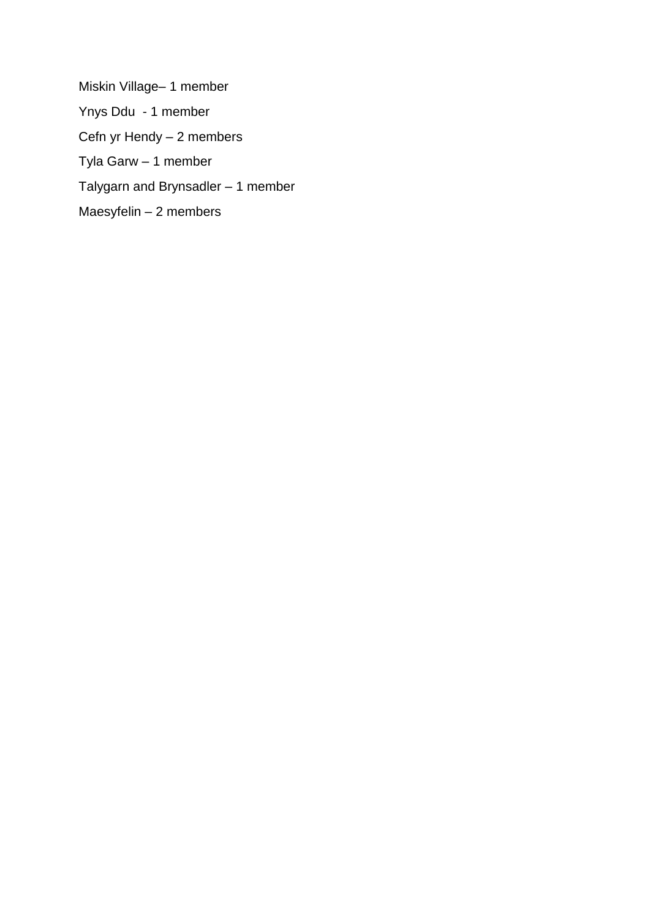Miskin Village– 1 member

Ynys Ddu - 1 member

Cefn yr Hendy – 2 members

Tyla Garw – 1 member

Talygarn and Brynsadler – 1 member

Maesyfelin – 2 members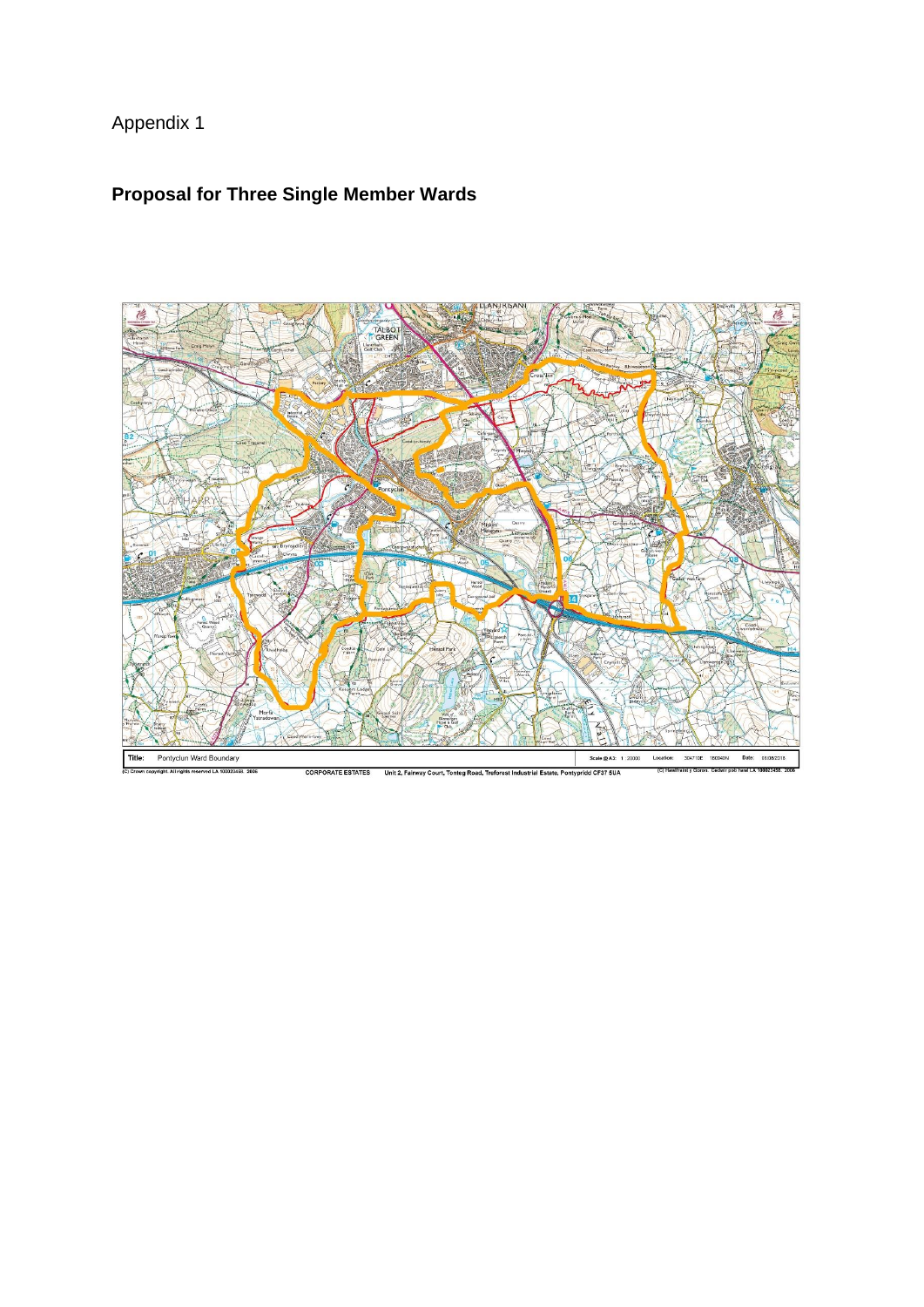Appendix 1

## Proposal for Three Single Member Wards

Title: Pontyclun Ward Boundary

Scale @ A3: 1:20000 Location: 304710E 180940N Date: 06/05/2016

(C) Crown copyright. All rights reserved LA 100023458. 2006 CORPORATE ESTATES Unit 2, Fairway Court, Tonteg Road, Treforest Industrial Estate, Pontypridd CF37 5UA (C) Hawlfraint y Goron. Cedwir pob hawl LA 100023458. 2006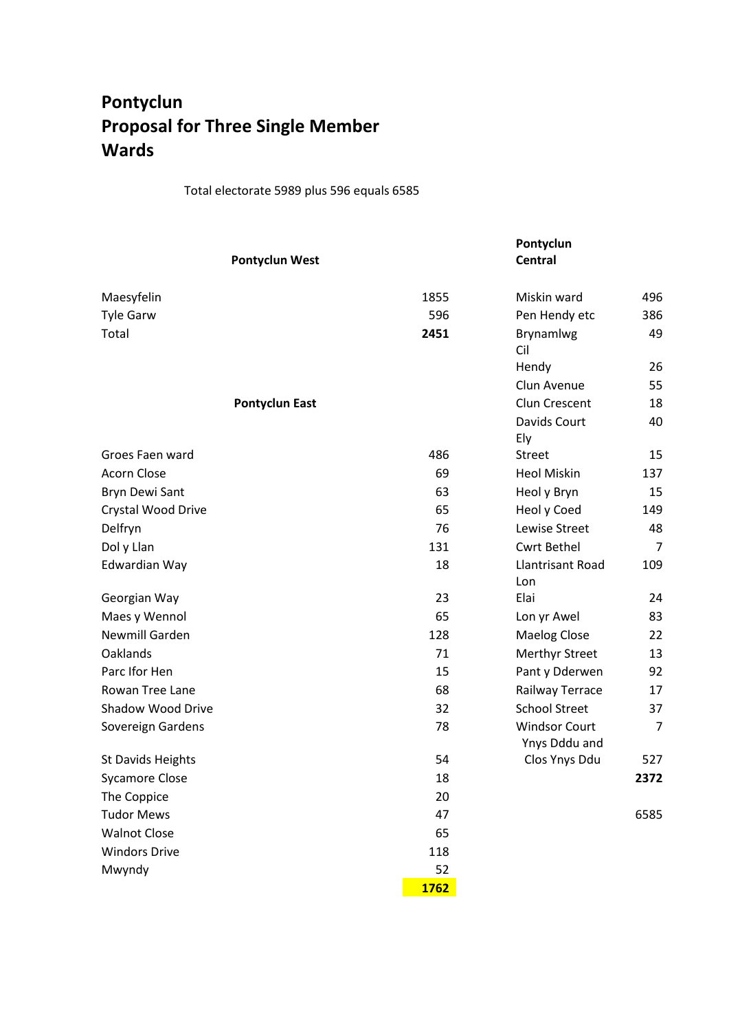# Pontyclun
# Proposal for Three Single Member Wards

Total electorate 5989 plus 596 equals 6585

### Pontyclun West

| | |
|---|---|
| Maesyfelin | 1855 |
| Tyle Garw | 596 |
| Total | **2451** |

### Pontyclun East

| | |
|---|---|
| Groes Faen ward | 486 |
| Acorn Close | 69 |
| Bryn Dewi Sant | 63 |
| Crystal Wood Drive | 65 |
| Delfryn | 76 |
| Dol y Llan | 131 |
| Edwardian Way | 18 |
| Georgian Way | 23 |
| Maes y Wennol | 65 |
| Newmill Garden | 128 |
| Oaklands | 71 |
| Parc Ifor Hen | 15 |
| Rowan Tree Lane | 68 |
| Shadow Wood Drive | 32 |
| Sovereign Gardens | 78 |
| St Davids Heights | 54 |
| Sycamore Close | 18 |
| The Coppice | 20 |
| Tudor Mews | 47 |
| Walnot Close | 65 |
| Windors Drive | 118 |
| Mwyndy | 52 |
| | **1762** |

### Pontyclun Central

| | |
|---|---|
| Miskin ward | 496 |
| Pen Hendy etc | 386 |
| Brynamlwg | 49 |
| Cil Hendy | 26 |
| Clun Avenue | 55 |
| Clun Crescent | 18 |
| Davids Court | 40 |
| Ely Street | 15 |
| Heol Miskin | 137 |
| Heol y Bryn | 15 |
| Heol y Coed | 149 |
| Lewise Street | 48 |
| Cwrt Bethel | 7 |
| Llantrisant Road | 109 |
| Lon Elai | 24 |
| Lon yr Awel | 83 |
| Maelog Close | 22 |
| Merthyr Street | 13 |
| Pant y Dderwen | 92 |
| Railway Terrace | 17 |
| School Street | 37 |
| Windsor Court | 7 |
| Ynys Dddu and Clos Ynys Ddu | 527 |
| | **2372** |
| | 6585 |